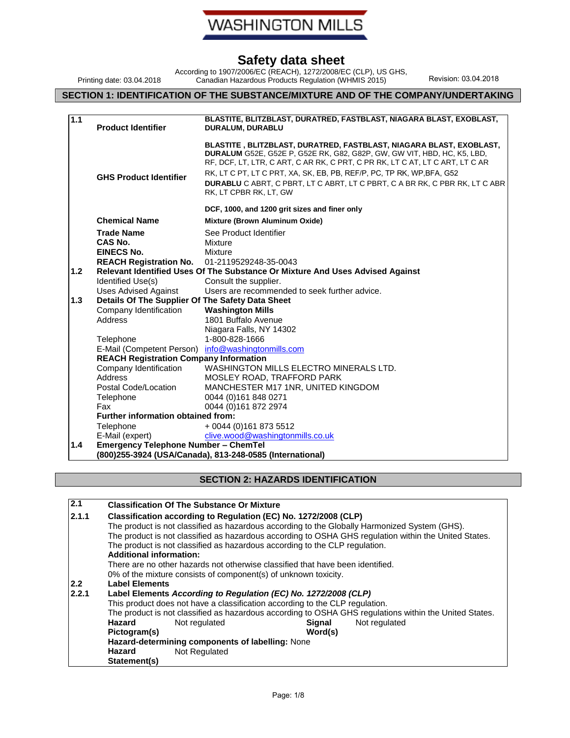WASHINGTON MILLS

# Safety data sheet

According to 1907/2006/EC (REACH), 1272/2008/EC (CLP), US GHS, Canadian Hazardous Products Regulation (WHMIS 2015)

Printing date: 03.04.2018

Revision: 03.04.2018

## SECTION 1: IDENTIFICATION OF THE SUBSTANCE/MIXTURE AND OF THE COMPANY/UNDERTAKING

**1.1**

| | |
|---|---|
| **Product Identifier** | **BLASTITE, BLITZBLAST, DURATRED, FASTBLAST, NIAGARA BLAST, EXOBLAST, DURALUM, DURABLU** |
| **GHS Product Identifier** | **BLASTITE , BLITZBLAST, DURATRED, FASTBLAST, NIAGARA BLAST, EXOBLAST, DURALUM** G52E, G52E P, G52E RK, G82, G82P, GW, GW VIT, HBD, HC, K5, LBD, RF, DCF, LT, LTR, C ART, C AR RK, C PRT, C PR RK, LT C AT, LT C ART, LT C AR RK, LT C PT, LT C PRT, XA, SK, EB, PB, REF/P, PC, TP RK, WP,BFA, G52 **DURABLU** C ABRT, C PBRT, LT C ABRT, LT C PBRT, C A BR RK, C PBR RK, LT C ABR RK, LT CPBR RK, LT, GW<br><br>**DCF, 1000, and 1200 grit sizes and finer only** |
| **Chemical Name** | **Mixture (Brown Aluminum Oxide)** |
| **Trade Name** | See Product Identifier |
| **CAS No.** | Mixture |
| **EINECS No.** | Mixture |
| **REACH Registration No.** | 01-2119529248-35-0043 |

**1.2 Relevant Identified Uses Of The Substance Or Mixture And Uses Advised Against**

| | |
|---|---|
| Identified Use(s) | Consult the supplier. |
| Uses Advised Against | Users are recommended to seek further advice. |

**1.3 Details Of The Supplier Of The Safety Data Sheet**

| | |
|---|---|
| Company Identification | **Washington Mills** |
| Address | 1801 Buffalo Avenue<br>Niagara Falls, NY 14302 |
| Telephone | 1-800-828-1666 |
| E-Mail (Competent Person) | info@washingtonmills.com |

**REACH Registration Company Information**

| | |
|---|---|
| Company Identification | WASHINGTON MILLS ELECTRO MINERALS LTD. |
| Address | MOSLEY ROAD, TRAFFORD PARK |
| Postal Code/Location | MANCHESTER M17 1NR, UNITED KINGDOM |
| Telephone | 0044 (0)161 848 0271 |
| Fax | 0044 (0)161 872 2974 |

**Further information obtained from:**

| | |
|---|---|
| Telephone | + 0044 (0)161 873 5512 |
| E-Mail (expert) | clive.wood@washingtonmills.co.uk |

**1.4 Emergency Telephone Number – ChemTel**
**(800)255-3924 (USA/Canada), 813-248-0585 (International)**

## SECTION 2: HAZARDS IDENTIFICATION

**2.1 Classification Of The Substance Or Mixture**

**2.1.1 Classification according to Regulation (EC) No. 1272/2008 (CLP)**

The product is not classified as hazardous according to the Globally Harmonized System (GHS).
The product is not classified as hazardous according to OSHA GHS regulation within the United States.
The product is not classified as hazardous according to the CLP regulation.

**Additional information:**

There are no other hazards not otherwise classified that have been identified.
0% of the mixture consists of component(s) of unknown toxicity.

**2.2 Label Elements**

**2.2.1 Label Elements *According to Regulation (EC) No. 1272/2008 (CLP)***

This product does not have a classification according to the CLP regulation.
The product is not classified as hazardous according to OSHA GHS regulations within the United States.

| | | | |
|---|---|---|---|
| **Hazard Pictogram(s)** | Not regulated | **Signal Word(s)** | Not regulated |

**Hazard-determining components of labelling:** None

| | |
|---|---|
| **Hazard Statement(s)** | Not Regulated |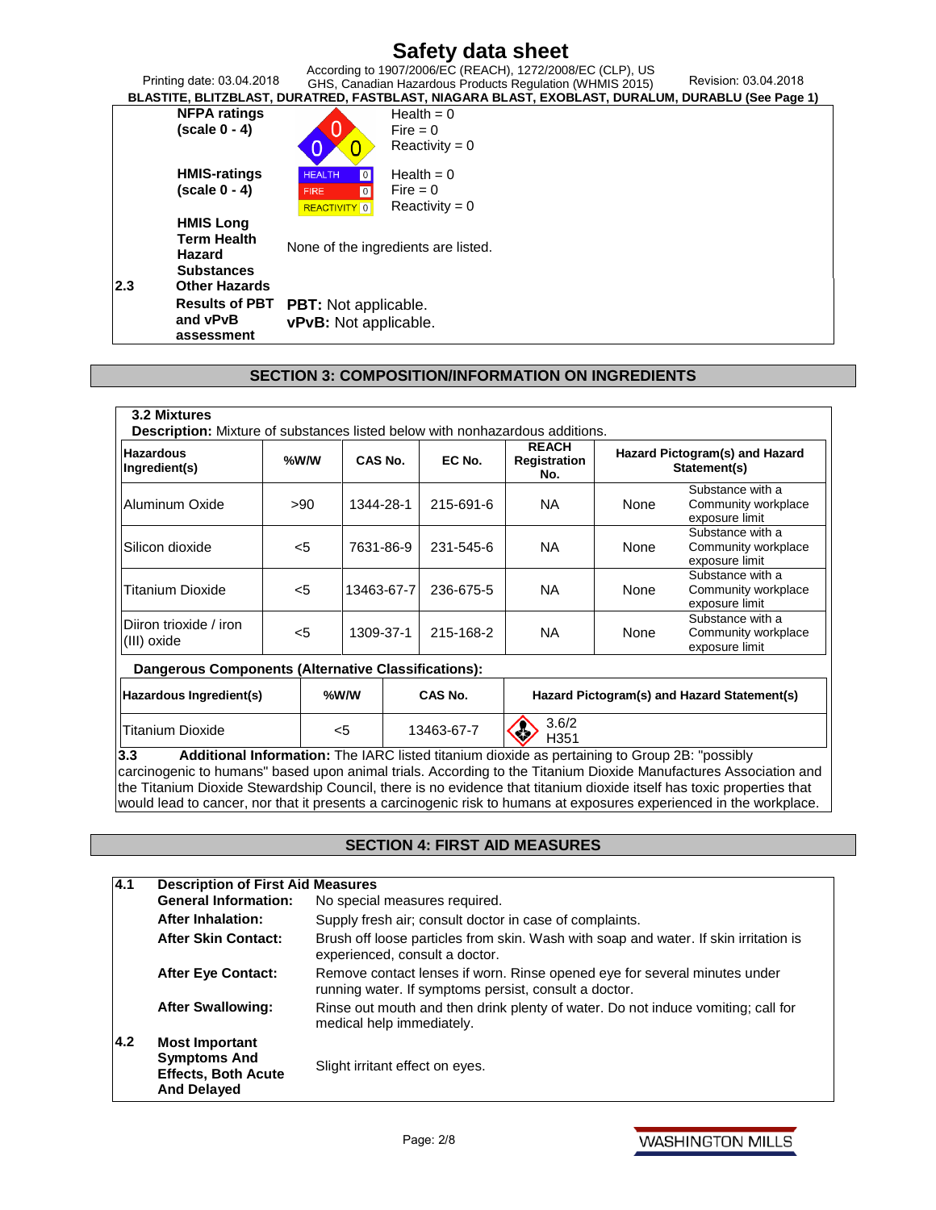| | | | |
|---|---|---|---|
| | **NFPA ratings (scale 0 - 4)** | | Health = 0<br>Fire = 0<br>Reactivity = 0 |
| | **HMIS-ratings (scale 0 - 4)** | HEALTH 0<br>FIRE 0<br>REACTIVITY 0 | Health = 0<br>Fire = 0<br>Reactivity = 0 |
| | **HMIS Long Term Health Hazard Substances** | None of the ingredients are listed. | |
| **2.3** | **Other Hazards** | | |
| | **Results of PBT and vPvB assessment** | **PBT:** Not applicable.<br>**vPvB:** Not applicable. | |

## SECTION 3: COMPOSITION/INFORMATION ON INGREDIENTS

**3.2 Mixtures**

**Description:** Mixture of substances listed below with nonhazardous additions.

| Hazardous Ingredient(s) | %W/W | CAS No. | EC No. | REACH Registration No. | Hazard Pictogram(s) and Hazard Statement(s) | |
|---|---|---|---|---|---|---|
| Aluminum Oxide | >90 | 1344-28-1 | 215-691-6 | NA | None | Substance with a Community workplace exposure limit |
| Silicon dioxide | <5 | 7631-86-9 | 231-545-6 | NA | None | Substance with a Community workplace exposure limit |
| Titanium Dioxide | <5 | 13463-67-7 | 236-675-5 | NA | None | Substance with a Community workplace exposure limit |
| Diiron trioxide / iron (III) oxide | <5 | 1309-37-1 | 215-168-2 | NA | None | Substance with a Community workplace exposure limit |

**Dangerous Components (Alternative Classifications):**

| Hazardous Ingredient(s) | %W/W | CAS No. | Hazard Pictogram(s) and Hazard Statement(s) |
|---|---|---|---|
| Titanium Dioxide | <5 | 13463-67-7 | 3.6/2<br>H351 |

**3.3 Additional Information:** The IARC listed titanium dioxide as pertaining to Group 2B: "possibly carcinogenic to humans" based upon animal trials. According to the Titanium Dioxide Manufactures Association and the Titanium Dioxide Stewardship Council, there is no evidence that titanium dioxide itself has toxic properties that would lead to cancer, nor that it presents a carcinogenic risk to humans at exposures experienced in the workplace.

## SECTION 4: FIRST AID MEASURES

**4.1 Description of First Aid Measures**

**General Information:** No special measures required.

**After Inhalation:** Supply fresh air; consult doctor in case of complaints.

**After Skin Contact:** Brush off loose particles from skin. Wash with soap and water. If skin irritation is experienced, consult a doctor.

**After Eye Contact:** Remove contact lenses if worn. Rinse opened eye for several minutes under running water. If symptoms persist, consult a doctor.

**After Swallowing:** Rinse out mouth and then drink plenty of water. Do not induce vomiting; call for medical help immediately.

**4.2 Most Important Symptoms And Effects, Both Acute And Delayed** Slight irritant effect on eyes.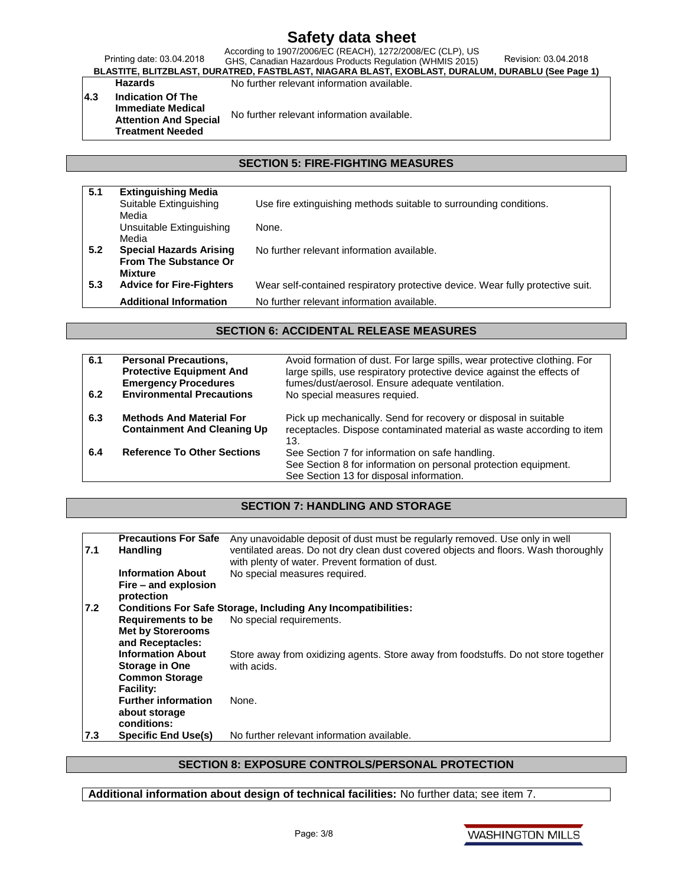| | | |
|---|---|---|
| | **Hazards** | No further relevant information available. |
| 4.3 | **Indication Of The Immediate Medical Attention And Special Treatment Needed** | No further relevant information available. |

## SECTION 5: FIRE-FIGHTING MEASURES

| | | |
|---|---|---|
| 5.1 | **Extinguishing Media** | |
| | Suitable Extinguishing Media | Use fire extinguishing methods suitable to surrounding conditions. |
| | Unsuitable Extinguishing Media | None. |
| 5.2 | **Special Hazards Arising From The Substance Or Mixture** | No further relevant information available. |
| 5.3 | **Advice for Fire-Fighters** | Wear self-contained respiratory protective device. Wear fully protective suit. |
| | **Additional Information** | No further relevant information available. |

## SECTION 6: ACCIDENTAL RELEASE MEASURES

| | | |
|---|---|---|
| 6.1 | **Personal Precautions, Protective Equipment And Emergency Procedures** | Avoid formation of dust. For large spills, wear protective clothing. For large spills, use respiratory protective device against the effects of fumes/dust/aerosol. Ensure adequate ventilation. |
| 6.2 | **Environmental Precautions** | No special measures requied. |
| 6.3 | **Methods And Material For Containment And Cleaning Up** | Pick up mechanically. Send for recovery or disposal in suitable receptacles. Dispose contaminated material as waste according to item 13. |
| 6.4 | **Reference To Other Sections** | See Section 7 for information on safe handling.<br>See Section 8 for information on personal protection equipment.<br>See Section 13 for disposal information. |

## SECTION 7: HANDLING AND STORAGE

| | | |
|---|---|---|
| 7.1 | **Precautions For Safe Handling** | Any unavoidable deposit of dust must be regularly removed. Use only in well ventilated areas. Do not dry clean dust covered objects and floors. Wash thoroughly with plenty of water. Prevent formation of dust. |
| | **Information About Fire – and explosion protection** | No special measures required. |
| 7.2 | **Conditions For Safe Storage, Including Any Incompatibilities:** | |
| | **Requirements to be Met by Storerooms and Receptacles:** | No special requirements. |
| | **Information About Storage in One Common Storage Facility:** | Store away from oxidizing agents. Store away from foodstuffs. Do not store together with acids. |
| | **Further information about storage conditions:** | None. |
| 7.3 | **Specific End Use(s)** | No further relevant information available. |

## SECTION 8: EXPOSURE CONTROLS/PERSONAL PROTECTION

**Additional information about design of technical facilities:** No further data; see item 7.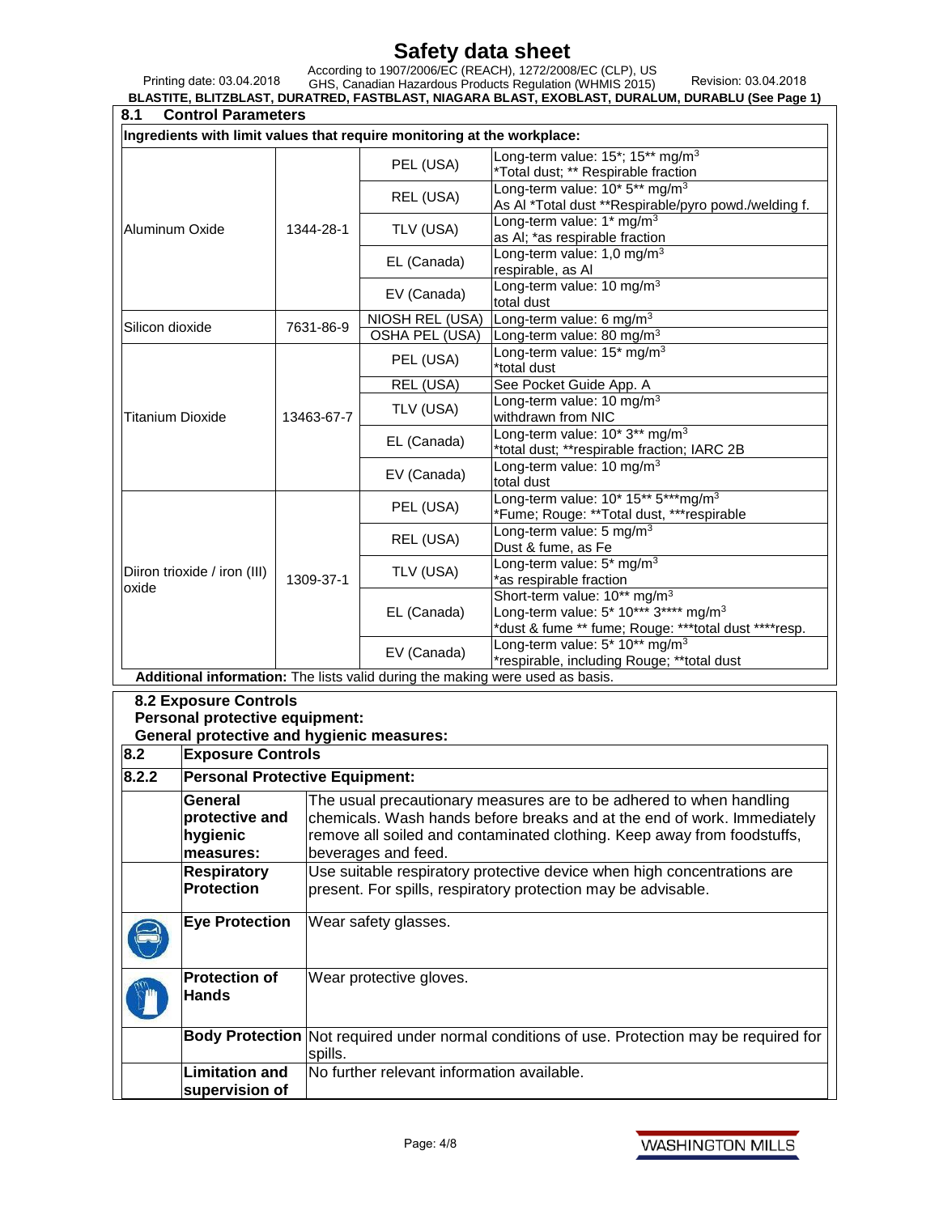## 8.1 Control Parameters

**Ingredients with limit values that require monitoring at the workplace:**

| Ingredient | CAS | Type | Value |
|---|---|---|---|
| Aluminum Oxide | 1344-28-1 | PEL (USA) | Long-term value: 15*; 15** mg/m³<br>*Total dust; ** Respirable fraction |
| | | REL (USA) | Long-term value: 10* 5** mg/m³<br>As Al *Total dust **Respirable/pyro powd./welding f. |
| | | TLV (USA) | Long-term value: 1* mg/m³<br>as Al; *as respirable fraction |
| | | EL (Canada) | Long-term value: 1,0 mg/m³<br>respirable, as Al |
| | | EV (Canada) | Long-term value: 10 mg/m³<br>total dust |
| Silicon dioxide | 7631-86-9 | NIOSH REL (USA) | Long-term value: 6 mg/m³ |
| | | OSHA PEL (USA) | Long-term value: 80 mg/m³ |
| Titanium Dioxide | 13463-67-7 | PEL (USA) | Long-term value: 15* mg/m³<br>*total dust |
| | | REL (USA) | See Pocket Guide App. A |
| | | TLV (USA) | Long-term value: 10 mg/m³<br>withdrawn from NIC |
| | | EL (Canada) | Long-term value: 10* 3** mg/m³<br>*total dust; **respirable fraction; IARC 2B |
| | | EV (Canada) | Long-term value: 10 mg/m³<br>total dust |
| Diiron trioxide / iron (III) oxide | 1309-37-1 | PEL (USA) | Long-term value: 10* 15** 5***mg/m³<br>*Fume; Rouge: **Total dust, ***respirable |
| | | REL (USA) | Long-term value: 5 mg/m³<br>Dust & fume, as Fe |
| | | TLV (USA) | Long-term value: 5* mg/m³<br>*as respirable fraction |
| | | EL (Canada) | Short-term value: 10** mg/m³<br>Long-term value: 5* 10*** 3**** mg/m³<br>*dust & fume ** fume; Rouge: ***total dust ****resp. |
| | | EV (Canada) | Long-term value: 5* 10** mg/m³<br>*respirable, including Rouge; **total dust |

**Additional information:** The lists valid during the making were used as basis.

**8.2 Exposure Controls**
**Personal protective equipment:**
**General protective and hygienic measures:**

| 8.2 | Exposure Controls | |
|---|---|---|
| **8.2.2** | **Personal Protective Equipment:** | |
| | **General protective and hygienic measures:** | The usual precautionary measures are to be adhered to when handling chemicals. Wash hands before breaks and at the end of work. Immediately remove all soiled and contaminated clothing. Keep away from foodstuffs, beverages and feed. |
| | **Respiratory Protection** | Use suitable respiratory protective device when high concentrations are present. For spills, respiratory protection may be advisable. |
| | **Eye Protection** | Wear safety glasses. |
| | **Protection of Hands** | Wear protective gloves. |
| | **Body Protection** | Not required under normal conditions of use. Protection may be required for spills. |
| | **Limitation and supervision of** | No further relevant information available. |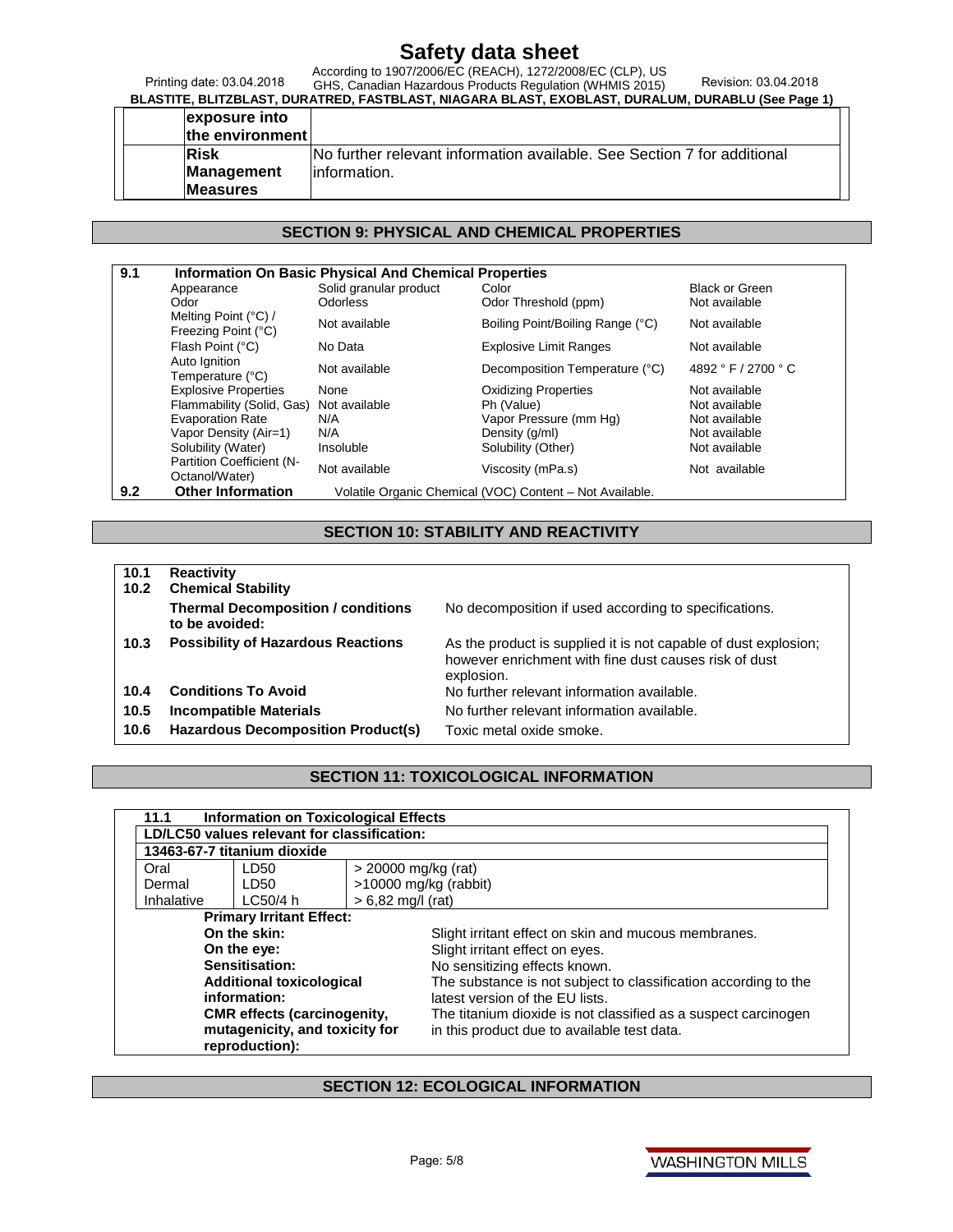| | |
|---|---|
| exposure into the environment | |
| Risk Management Measures | No further relevant information available. See Section 7 for additional information. |

## SECTION 9: PHYSICAL AND CHEMICAL PROPERTIES

**9.1 Information On Basic Physical And Chemical Properties**

| | | | |
|---|---|---|---|
| Appearance | Solid granular product | Color | Black or Green |
| Odor | Odorless | Odor Threshold (ppm) | Not available |
| Melting Point (°C) / Freezing Point (°C) | Not available | Boiling Point/Boiling Range (°C) | Not available |
| Flash Point (°C) | No Data | Explosive Limit Ranges | Not available |
| Auto Ignition Temperature (°C) | Not available | Decomposition Temperature (°C) | 4892 ° F / 2700 ° C |
| Explosive Properties | None | Oxidizing Properties | Not available |
| Flammability (Solid, Gas) | Not available | Ph (Value) | Not available |
| Evaporation Rate | N/A | Vapor Pressure (mm Hg) | Not available |
| Vapor Density (Air=1) | N/A | Density (g/ml) | Not available |
| Solubility (Water) | Insoluble | Solubility (Other) | Not available |
| Partition Coefficient (N-Octanol/Water) | Not available | Viscosity (mPa.s) | Not available |

**9.2 Other Information** Volatile Organic Chemical (VOC) Content – Not Available.

## SECTION 10: STABILITY AND REACTIVITY

| | | |
|---|---|---|
| 10.1 | **Reactivity** | |
| 10.2 | **Chemical Stability** | |
| | **Thermal Decomposition / conditions to be avoided:** | No decomposition if used according to specifications. |
| 10.3 | **Possibility of Hazardous Reactions** | As the product is supplied it is not capable of dust explosion; however enrichment with fine dust causes risk of dust explosion. |
| 10.4 | **Conditions To Avoid** | No further relevant information available. |
| 10.5 | **Incompatible Materials** | No further relevant information available. |
| 10.6 | **Hazardous Decomposition Product(s)** | Toxic metal oxide smoke. |

## SECTION 11: TOXICOLOGICAL INFORMATION

**11.1 Information on Toxicological Effects**

**LD/LC50 values relevant for classification:**

**13463-67-7 titanium dioxide**

| | | |
|---|---|---|
| Oral | LD50 | > 20000 mg/kg (rat) |
| Dermal | LD50 | >10000 mg/kg (rabbit) |
| Inhalative | LC50/4 h | > 6,82 mg/l (rat) |

**Primary Irritant Effect:**

**On the skin:** Slight irritant effect on skin and mucous membranes.

**On the eye:** Slight irritant effect on eyes.

**Sensitisation:** No sensitizing effects known.

**Additional toxicological information:** The substance is not subject to classification according to the latest version of the EU lists.

**CMR effects (carcinogenity, mutagenicity, and toxicity for reproduction):** The titanium dioxide is not classified as a suspect carcinogen in this product due to available test data.

## SECTION 12: ECOLOGICAL INFORMATION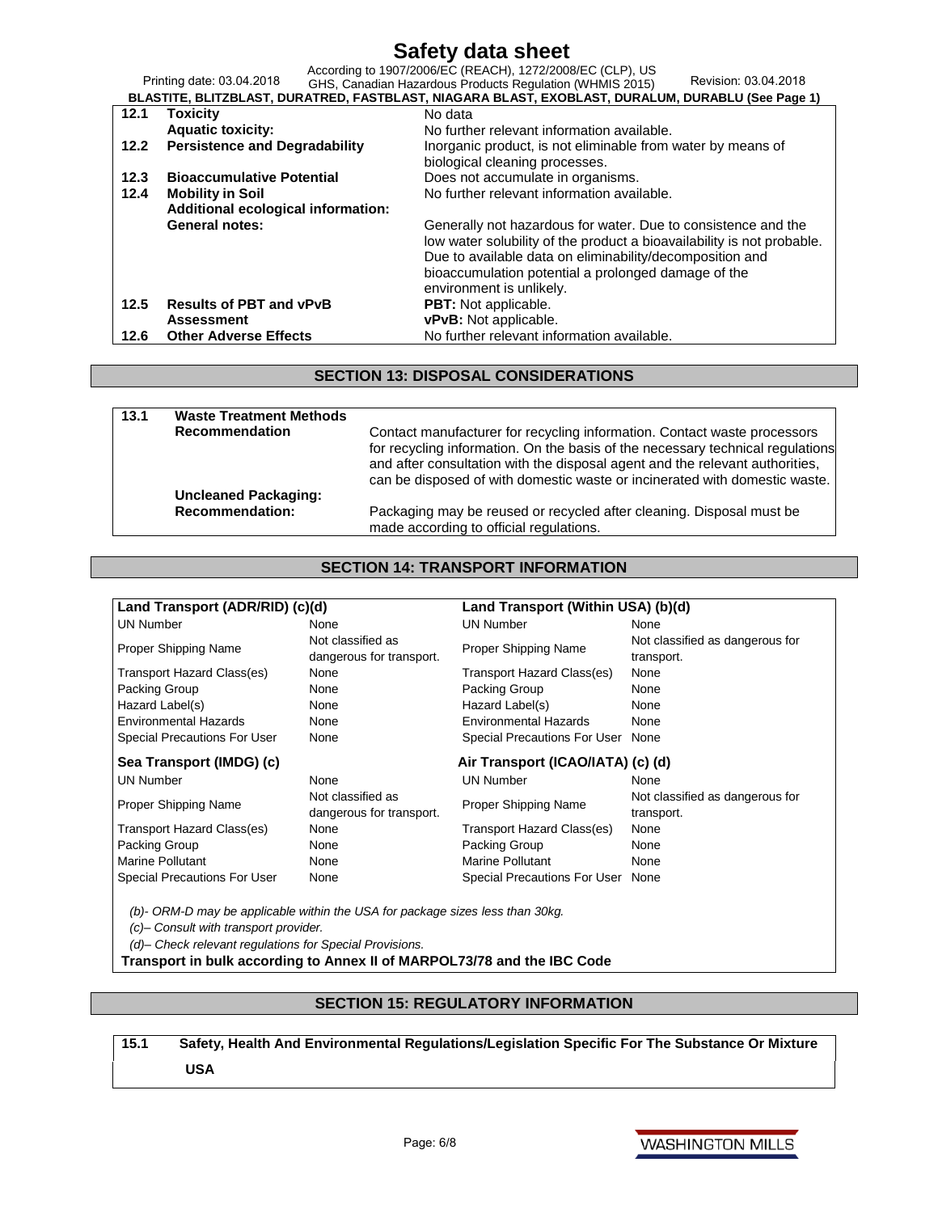| 12.1 | Toxicity | No data |
|---|---|---|
| | Aquatic toxicity: | No further relevant information available. |
| 12.2 | Persistence and Degradability | Inorganic product, is not eliminable from water by means of biological cleaning processes. |
| 12.3 | Bioaccumulative Potential | Does not accumulate in organisms. |
| 12.4 | Mobility in Soil | No further relevant information available. |
| | Additional ecological information: | |
| | General notes: | Generally not hazardous for water. Due to consistence and the low water solubility of the product a bioavailability is not probable. Due to available data on eliminability/decomposition and bioaccumulation potential a prolonged damage of the environment is unlikely. |
| 12.5 | Results of PBT and vPvB Assessment | **PBT:** Not applicable.<br>**vPvB:** Not applicable. |
| 12.6 | Other Adverse Effects | No further relevant information available. |

## SECTION 13: DISPOSAL CONSIDERATIONS

| 13.1 | Waste Treatment Methods | |
|---|---|---|
| | Recommendation | Contact manufacturer for recycling information. Contact waste processors for recycling information. On the basis of the necessary technical regulations and after consultation with the disposal agent and the relevant authorities, can be disposed of with domestic waste or incinerated with domestic waste. |
| | Uncleaned Packaging: | |
| | Recommendation: | Packaging may be reused or recycled after cleaning. Disposal must be made according to official regulations. |

## SECTION 14: TRANSPORT INFORMATION

| Land Transport (ADR/RID) (c)(d) | | Land Transport (Within USA) (b)(d) | |
|---|---|---|---|
| UN Number | None | UN Number | None |
| Proper Shipping Name | Not classified as dangerous for transport. | Proper Shipping Name | Not classified as dangerous for transport. |
| Transport Hazard Class(es) | None | Transport Hazard Class(es) | None |
| Packing Group | None | Packing Group | None |
| Hazard Label(s) | None | Hazard Label(s) | None |
| Environmental Hazards | None | Environmental Hazards | None |
| Special Precautions For User | None | Special Precautions For User | None |
| **Sea Transport (IMDG) (c)** | | **Air Transport (ICAO/IATA) (c) (d)** | |
| UN Number | None | UN Number | None |
| Proper Shipping Name | Not classified as dangerous for transport. | Proper Shipping Name | Not classified as dangerous for transport. |
| Transport Hazard Class(es) | None | Transport Hazard Class(es) | None |
| Packing Group | None | Packing Group | None |
| Marine Pollutant | None | Marine Pollutant | None |
| Special Precautions For User | None | Special Precautions For User | None |

*(b)- ORM-D may be applicable within the USA for package sizes less than 30kg.*

*(c)– Consult with transport provider.*

*(d)– Check relevant regulations for Special Provisions.*

**Transport in bulk according to Annex II of MARPOL73/78 and the IBC Code**

## SECTION 15: REGULATORY INFORMATION

**15.1 Safety, Health And Environmental Regulations/Legislation Specific For The Substance Or Mixture**

**USA**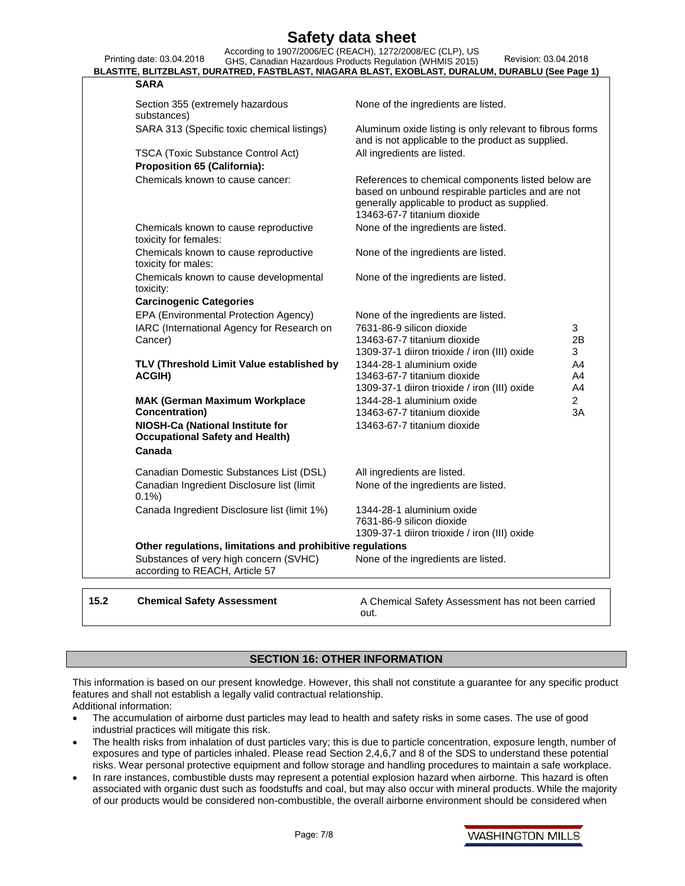**SARA**

| | | |
|---|---|---|
| Section 355 (extremely hazardous substances) | None of the ingredients are listed. | |
| SARA 313 (Specific toxic chemical listings) | Aluminum oxide listing is only relevant to fibrous forms and is not applicable to the product as supplied. | |
| TSCA (Toxic Substance Control Act) | All ingredients are listed. | |
| **Proposition 65 (California):** | | |
| Chemicals known to cause cancer: | References to chemical components listed below are based on unbound respirable particles and are not generally applicable to product as supplied.<br>13463-67-7 titanium dioxide | |
| Chemicals known to cause reproductive toxicity for females: | None of the ingredients are listed. | |
| Chemicals known to cause reproductive toxicity for males: | None of the ingredients are listed. | |
| Chemicals known to cause developmental toxicity: | None of the ingredients are listed. | |
| **Carcinogenic Categories** | | |
| EPA (Environmental Protection Agency) | None of the ingredients are listed. | |
| IARC (International Agency for Research on Cancer) | 7631-86-9 silicon dioxide | 3 |
| | 13463-67-7 titanium dioxide | 2B |
| | 1309-37-1 diiron trioxide / iron (III) oxide | 3 |
| **TLV (Threshold Limit Value established by ACGIH)** | 1344-28-1 aluminium oxide | A4 |
| | 13463-67-7 titanium dioxide | A4 |
| | 1309-37-1 diiron trioxide / iron (III) oxide | A4 |
| **MAK (German Maximum Workplace Concentration)** | 1344-28-1 aluminium oxide | 2 |
| | 13463-67-7 titanium dioxide | 3A |
| **NIOSH-Ca (National Institute for Occupational Safety and Health)** | 13463-67-7 titanium dioxide | |
| **Canada** | | |
| Canadian Domestic Substances List (DSL) | All ingredients are listed. | |
| Canadian Ingredient Disclosure list (limit 0.1%) | None of the ingredients are listed. | |
| Canada Ingredient Disclosure list (limit 1%) | 1344-28-1 aluminium oxide<br>7631-86-9 silicon dioxide<br>1309-37-1 diiron trioxide / iron (III) oxide | |
| **Other regulations, limitations and prohibitive regulations** | | |
| Substances of very high concern (SVHC) according to REACH, Article 57 | None of the ingredients are listed. | |

**15.2 Chemical Safety Assessment** — A Chemical Safety Assessment has not been carried out.

## SECTION 16: OTHER INFORMATION

This information is based on our present knowledge. However, this shall not constitute a guarantee for any specific product features and shall not establish a legally valid contractual relationship.

Additional information:

- The accumulation of airborne dust particles may lead to health and safety risks in some cases. The use of good industrial practices will mitigate this risk.
- The health risks from inhalation of dust particles vary; this is due to particle concentration, exposure length, number of exposures and type of particles inhaled. Please read Section 2,4,6,7 and 8 of the SDS to understand these potential risks. Wear personal protective equipment and follow storage and handling procedures to maintain a safe workplace.
- In rare instances, combustible dusts may represent a potential explosion hazard when airborne. This hazard is often associated with organic dust such as foodstuffs and coal, but may also occur with mineral products. While the majority of our products would be considered non-combustible, the overall airborne environment should be considered when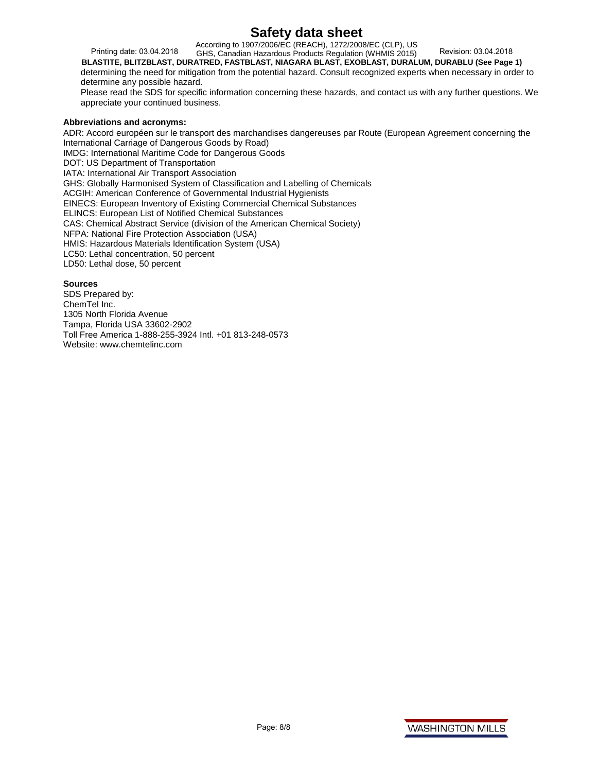determining the need for mitigation from the potential hazard. Consult recognized experts when necessary in order to determine any possible hazard.

Please read the SDS for specific information concerning these hazards, and contact us with any further questions. We appreciate your continued business.

**Abbreviations and acronyms:**

ADR: Accord européen sur le transport des marchandises dangereuses par Route (European Agreement concerning the International Carriage of Dangerous Goods by Road)
IMDG: International Maritime Code for Dangerous Goods
DOT: US Department of Transportation
IATA: International Air Transport Association
GHS: Globally Harmonised System of Classification and Labelling of Chemicals
ACGIH: American Conference of Governmental Industrial Hygienists
EINECS: European Inventory of Existing Commercial Chemical Substances
ELINCS: European List of Notified Chemical Substances
CAS: Chemical Abstract Service (division of the American Chemical Society)
NFPA: National Fire Protection Association (USA)
HMIS: Hazardous Materials Identification System (USA)
LC50: Lethal concentration, 50 percent
LD50: Lethal dose, 50 percent

**Sources**

SDS Prepared by:
ChemTel Inc.
1305 North Florida Avenue
Tampa, Florida USA 33602-2902
Toll Free America 1-888-255-3924 Intl. +01 813-248-0573
Website: www.chemtelinc.com